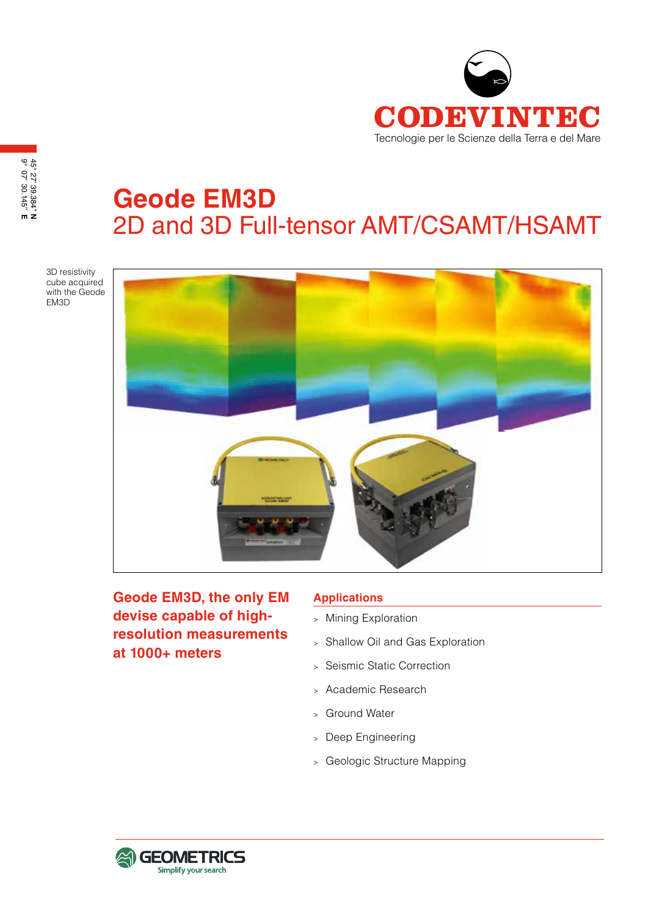CODEVINTEC

Tecnologie per le Scienze della Terra e del Mare

45° 27' 39.384" N
9° 07' 30.145" E

# Geode EM3D

## 2D and 3D Full-tensor AMT/CSAMT/HSAMT

3D resistivity cube acquired with the Geode EM3D

**Geode EM3D, the only EM devise capable of high-resolution measurements at 1000+ meters**

### Applications

- Mining Exploration
- Shallow Oil and Gas Exploration
- Seismic Static Correction
- Academic Research
- Ground Water
- Deep Engineering
- Geologic Structure Mapping

GEOMETRICS
Simplify your search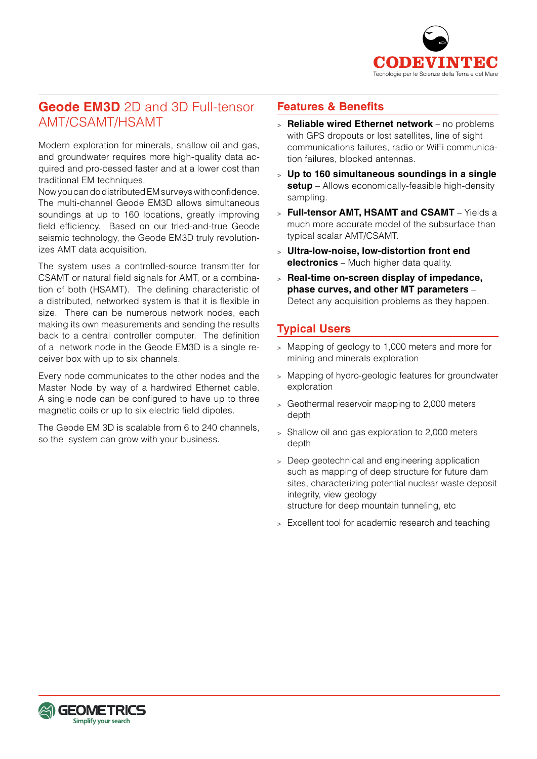# **Geode EM3D** 2D and 3D Full-tensor AMT/CSAMT/HSAMT

Modern exploration for minerals, shallow oil and gas, and groundwater requires more high-quality data acquired and pro-cessed faster and at a lower cost than traditional EM techniques.
Now you can do distributed EM surveys with confidence. The multi-channel Geode EM3D allows simultaneous soundings at up to 160 locations, greatly improving field efficiency. Based on our tried-and-true Geode seismic technology, the Geode EM3D truly revolutionizes AMT data acquisition.

The system uses a controlled-source transmitter for CSAMT or natural field signals for AMT, or a combination of both (HSAMT). The defining characteristic of a distributed, networked system is that it is flexible in size. There can be numerous network nodes, each making its own measurements and sending the results back to a central controller computer. The definition of a network node in the Geode EM3D is a single receiver box with up to six channels.

Every node communicates to the other nodes and the Master Node by way of a hardwired Ethernet cable. A single node can be configured to have up to three magnetic coils or up to six electric field dipoles.

The Geode EM 3D is scalable from 6 to 240 channels, so the system can grow with your business.

## Features & Benefits

- **Reliable wired Ethernet network** – no problems with GPS dropouts or lost satellites, line of sight communications failures, radio or WiFi communication failures, blocked antennas.
- **Up to 160 simultaneous soundings in a single setup** – Allows economically-feasible high-density sampling.
- **Full-tensor AMT, HSAMT and CSAMT** – Yields a much more accurate model of the subsurface than typical scalar AMT/CSAMT.
- **Ultra-low-noise, low-distortion front end electronics** – Much higher data quality.
- **Real-time on-screen display of impedance, phase curves, and other MT parameters** – Detect any acquisition problems as they happen.

## Typical Users

- Mapping of geology to 1,000 meters and more for mining and minerals exploration
- Mapping of hydro-geologic features for groundwater exploration
- Geothermal reservoir mapping to 2,000 meters depth
- Shallow oil and gas exploration to 2,000 meters depth
- Deep geotechnical and engineering application such as mapping of deep structure for future dam sites, characterizing potential nuclear waste deposit integrity, view geology structure for deep mountain tunneling, etc
- Excellent tool for academic research and teaching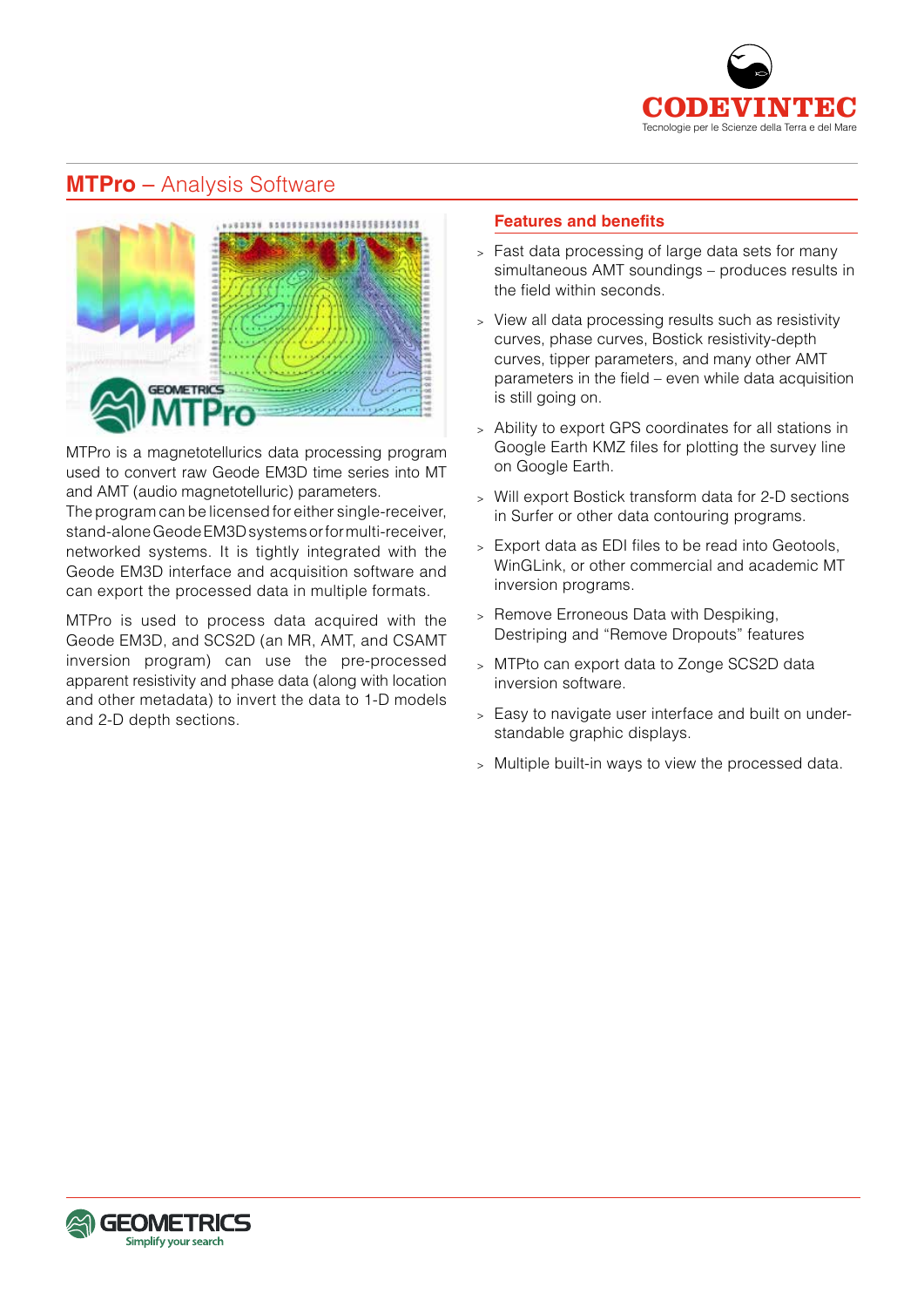## **MTPro** – Analysis Software

MTPro is a magnetotellurics data processing program used to convert raw Geode EM3D time series into MT and AMT (audio magnetotelluric) parameters.
The program can be licensed for either single-receiver, stand-alone Geode EM3D systems or for multi-receiver, networked systems. It is tightly integrated with the Geode EM3D interface and acquisition software and can export the processed data in multiple formats.

MTPro is used to process data acquired with the Geode EM3D, and SCS2D (an MR, AMT, and CSAMT inversion program) can use the pre-processed apparent resistivity and phase data (along with location and other metadata) to invert the data to 1-D models and 2-D depth sections.

### Features and benefits

- Fast data processing of large data sets for many simultaneous AMT soundings – produces results in the field within seconds.
- View all data processing results such as resistivity curves, phase curves, Bostick resistivity-depth curves, tipper parameters, and many other AMT parameters in the field – even while data acquisition is still going on.
- Ability to export GPS coordinates for all stations in Google Earth KMZ files for plotting the survey line on Google Earth.
- Will export Bostick transform data for 2-D sections in Surfer or other data contouring programs.
- Export data as EDI files to be read into Geotools, WinGLink, or other commercial and academic MT inversion programs.
- Remove Erroneous Data with Despiking, Destriping and "Remove Dropouts" features
- MTPto can export data to Zonge SCS2D data inversion software.
- Easy to navigate user interface and built on understandable graphic displays.
- Multiple built-in ways to view the processed data.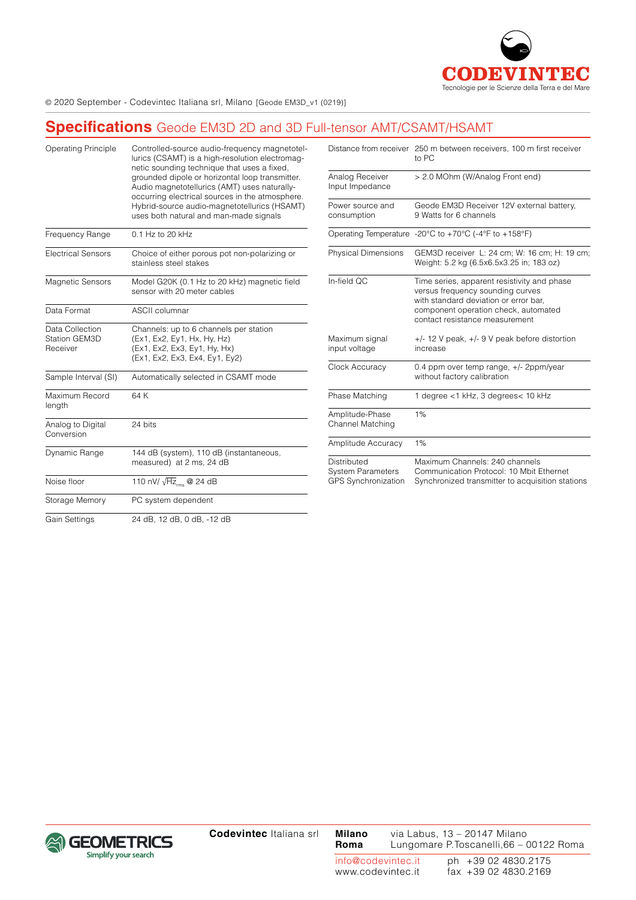© 2020 September - Codevintec Italiana srl, Milano [Geode EM3D_v1 (0219)]

## **Specifications** Geode EM3D 2D and 3D Full-tensor AMT/CSAMT/HSAMT

| | |
|---|---|
| Operating Principle | Controlled-source audio-frequency magnetotellurics (CSAMT) is a high-resolution electromagnetic sounding technique that uses a fixed, grounded dipole or horizontal loop transmitter. Audio magnetotellurics (AMT) uses naturally-occurring electrical sources in the atmosphere. Hybrid-source audio-magnetotellurics (HSAMT) uses both natural and man-made signals |
| Frequency Range | 0.1 Hz to 20 kHz |
| Electrical Sensors | Choice of either porous pot non-polarizing or stainless steel stakes |
| Magnetic Sensors | Model G20K (0.1 Hz to 20 kHz) magnetic field sensor with 20 meter cables |
| Data Format | ASCII columnar |
| Data Collection Station GEM3D Receiver | Channels: up to 6 channels per station (Ex1, Ex2, Ey1, Hx, Hy, Hz) (Ex1, Ex2, Ex3, Ey1, Hy, Hx) (Ex1, Ex2, Ex3, Ex4, Ey1, Ey2) |
| Sample Interval (SI) | Automatically selected in CSAMT mode |
| Maximum Record length | 64 K |
| Analog to Digital Conversion | 24 bits |
| Dynamic Range | 144 dB (system), 110 dB (instantaneous, measured) at 2 ms, 24 dB |
| Noise floor | 110 nV/ $\sqrt{Hz}_{rms}$ @ 24 dB |
| Storage Memory | PC system dependent |
| Gain Settings | 24 dB, 12 dB, 0 dB, -12 dB |
| Distance from receiver | 250 m between receivers, 100 m first receiver to PC |
| Analog Receiver Input Impedance | > 2.0 MOhm (W/Analog Front end) |
| Power source and consumption | Geode EM3D Receiver 12V external battery, 9 Watts for 6 channels |
| Operating Temperature | -20°C to +70°C (-4°F to +158°F) |
| Physical Dimensions | GEM3D receiver L: 24 cm; W: 16 cm; H: 19 cm; Weight: 5.2 kg (6.5x6.5x3.25 in; 183 oz) |
| In-field QC | Time series, apparent resistivity and phase versus frequency sounding curves with standard deviation or error bar, component operation check, automated contact resistance measurement |
| Maximum signal input voltage | +/- 12 V peak, +/- 9 V peak before distortion increase |
| Clock Accuracy | 0.4 ppm over temp range, +/- 2ppm/year without factory calibration |
| Phase Matching | 1 degree <1 kHz, 3 degrees< 10 kHz |
| Amplitude-Phase Channel Matching | 1% |
| Amplitude Accuracy | 1% |
| Distributed System Parameters GPS Synchronization | Maximum Channels: 240 channels Communication Protocol: 10 Mbit Ethernet Synchronized transmitter to acquisition stations |

GEOMETRICS Simplify your search

**Codevintec** Italiana srl

**Milano** via Labus, 13 – 20147 Milano
**Roma** Lungomare P.Toscanelli,66 – 00122 Roma

info@codevintec.it
www.codevintec.it

ph +39 02 4830.2175
fax +39 02 4830.2169